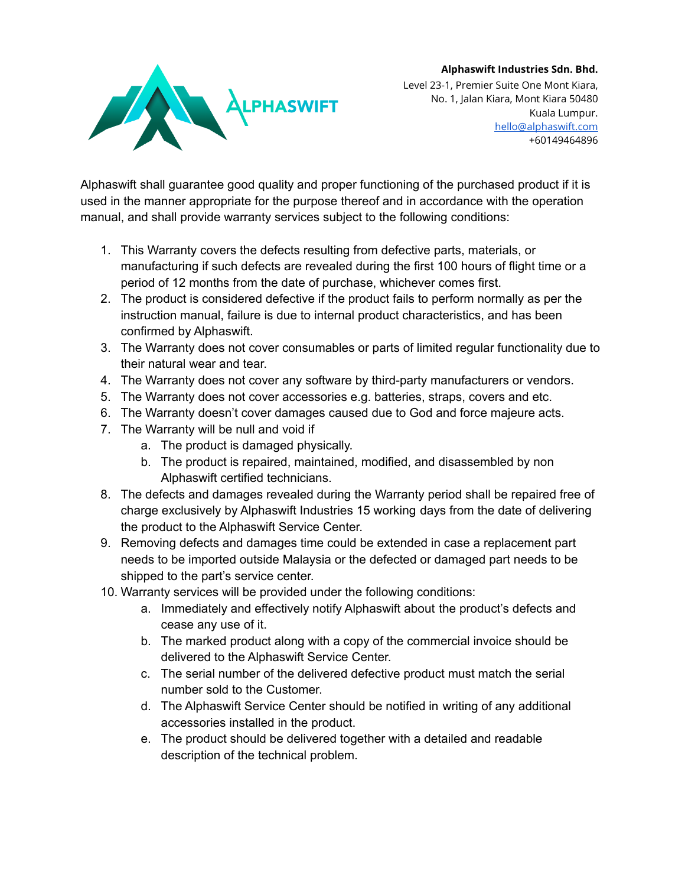**Alphaswift Industries Sdn. Bhd.**
Level 23-1, Premier Suite One Mont Kiara,
No. 1, Jalan Kiara, Mont Kiara 50480
Kuala Lumpur.
hello@alphaswift.com
+60149464896

Alphaswift shall guarantee good quality and proper functioning of the purchased product if it is used in the manner appropriate for the purpose thereof and in accordance with the operation manual, and shall provide warranty services subject to the following conditions:

1. This Warranty covers the defects resulting from defective parts, materials, or manufacturing if such defects are revealed during the first 100 hours of flight time or a period of 12 months from the date of purchase, whichever comes first.
2. The product is considered defective if the product fails to perform normally as per the instruction manual, failure is due to internal product characteristics, and has been confirmed by Alphaswift.
3. The Warranty does not cover consumables or parts of limited regular functionality due to their natural wear and tear.
4. The Warranty does not cover any software by third-party manufacturers or vendors.
5. The Warranty does not cover accessories e.g. batteries, straps, covers and etc.
6. The Warranty doesn't cover damages caused due to God and force majeure acts.
7. The Warranty will be null and void if
   a. The product is damaged physically.
   b. The product is repaired, maintained, modified, and disassembled by non Alphaswift certified technicians.
8. The defects and damages revealed during the Warranty period shall be repaired free of charge exclusively by Alphaswift Industries 15 working days from the date of delivering the product to the Alphaswift Service Center.
9. Removing defects and damages time could be extended in case a replacement part needs to be imported outside Malaysia or the defected or damaged part needs to be shipped to the part's service center.
10. Warranty services will be provided under the following conditions:
    a. Immediately and effectively notify Alphaswift about the product's defects and cease any use of it.
    b. The marked product along with a copy of the commercial invoice should be delivered to the Alphaswift Service Center.
    c. The serial number of the delivered defective product must match the serial number sold to the Customer.
    d. The Alphaswift Service Center should be notified in writing of any additional accessories installed in the product.
    e. The product should be delivered together with a detailed and readable description of the technical problem.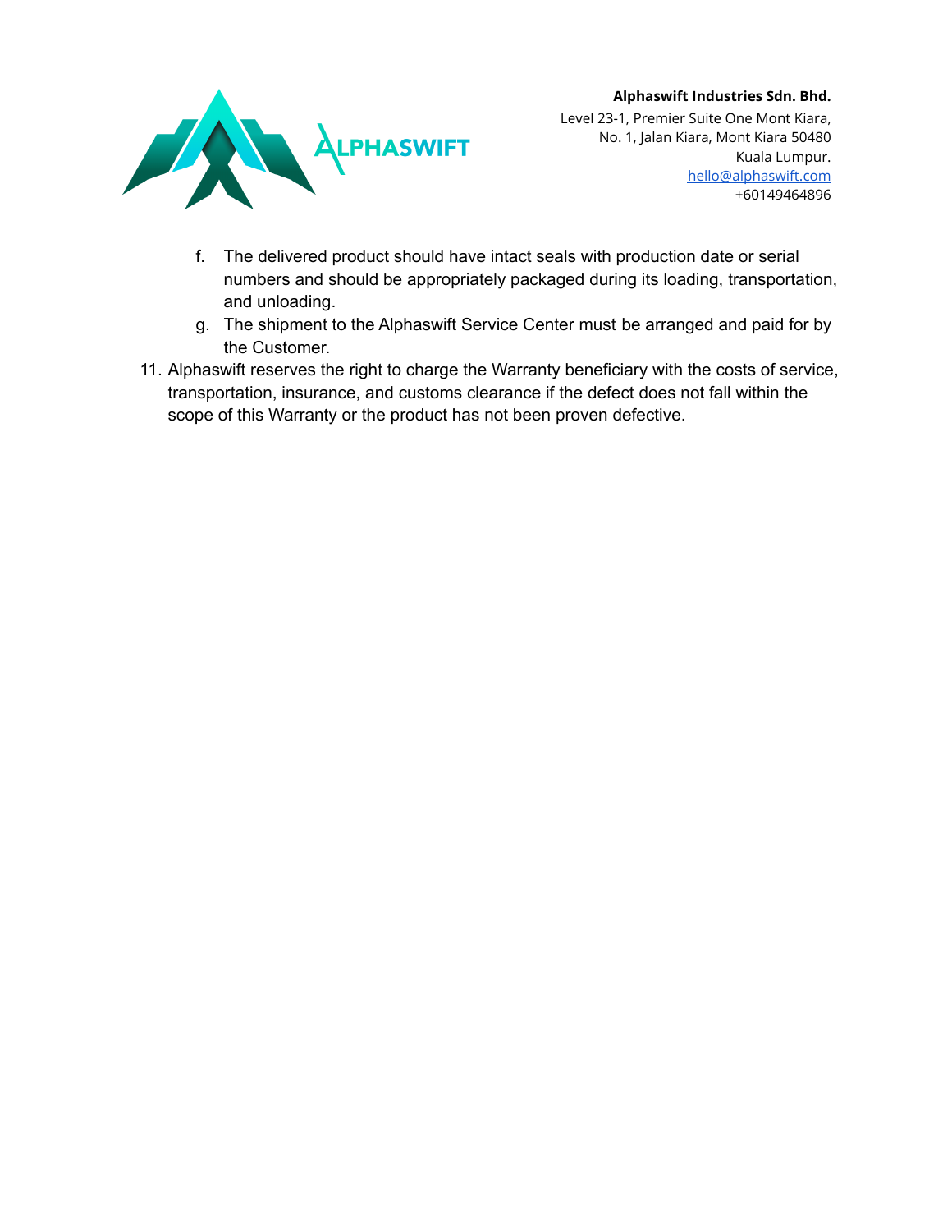**Alphaswift Industries Sdn. Bhd.**
Level 23-1, Premier Suite One Mont Kiara,
No. 1, Jalan Kiara, Mont Kiara 50480
Kuala Lumpur.
hello@alphaswift.com
+60149464896

   f. The delivered product should have intact seals with production date or serial numbers and should be appropriately packaged during its loading, transportation, and unloading.
   g. The shipment to the Alphaswift Service Center must be arranged and paid for by the Customer.

11. Alphaswift reserves the right to charge the Warranty beneficiary with the costs of service, transportation, insurance, and customs clearance if the defect does not fall within the scope of this Warranty or the product has not been proven defective.